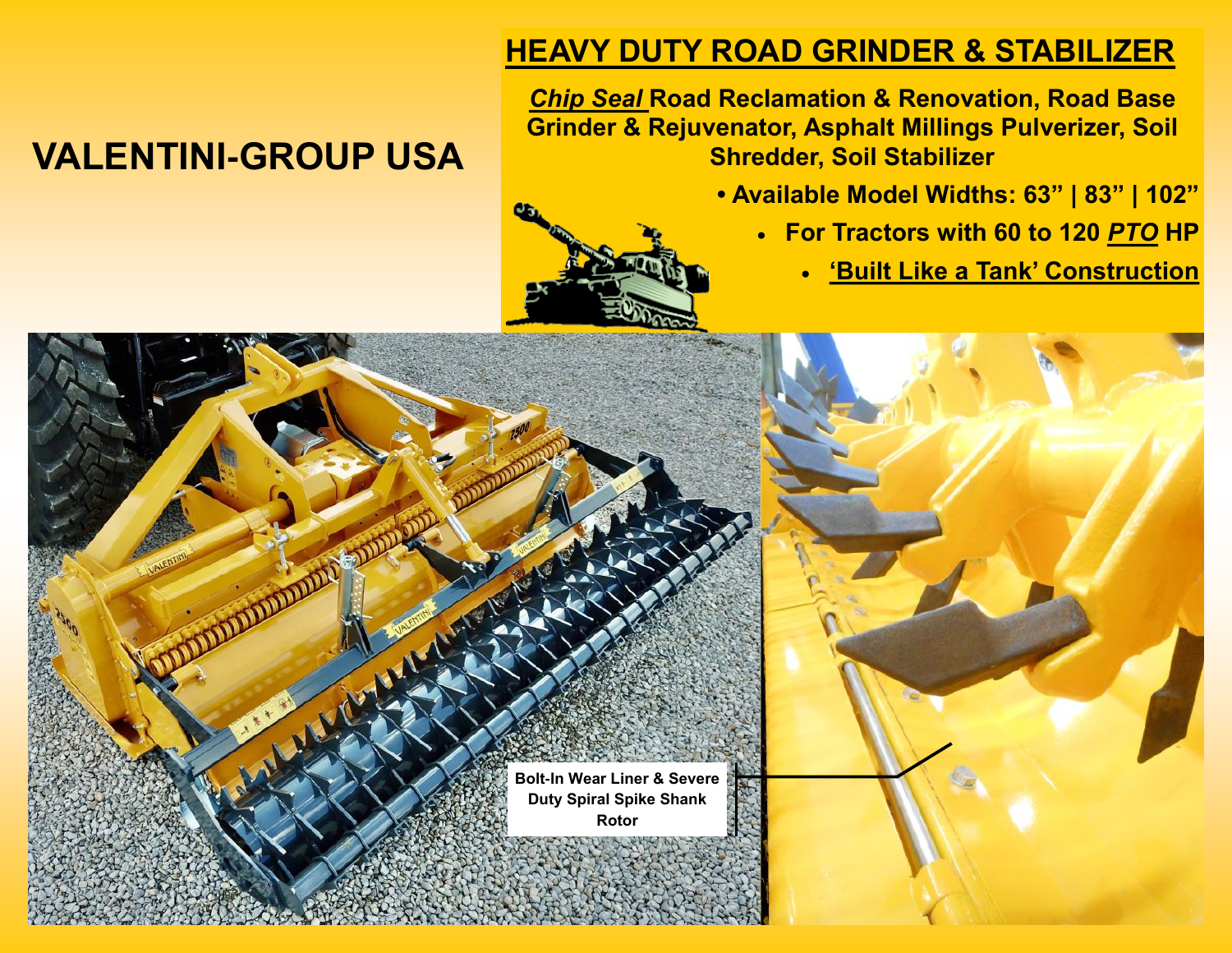# VALENTINI-GROUP USA

## HEAVY DUTY ROAD GRINDER & STABILIZER

***Chip Seal*** **Road Reclamation & Renovation, Road Base Grinder & Rejuvenator, Asphalt Millings Pulverizer, Soil Shredder, Soil Stabilizer**

- **Available Model Widths: 63” | 83” | 102”**
- **For Tractors with 60 to 120 *PTO* HP**
- **‘Built Like a Tank’ Construction**

**Bolt-In Wear Liner & Severe Duty Spiral Spike Shank Rotor**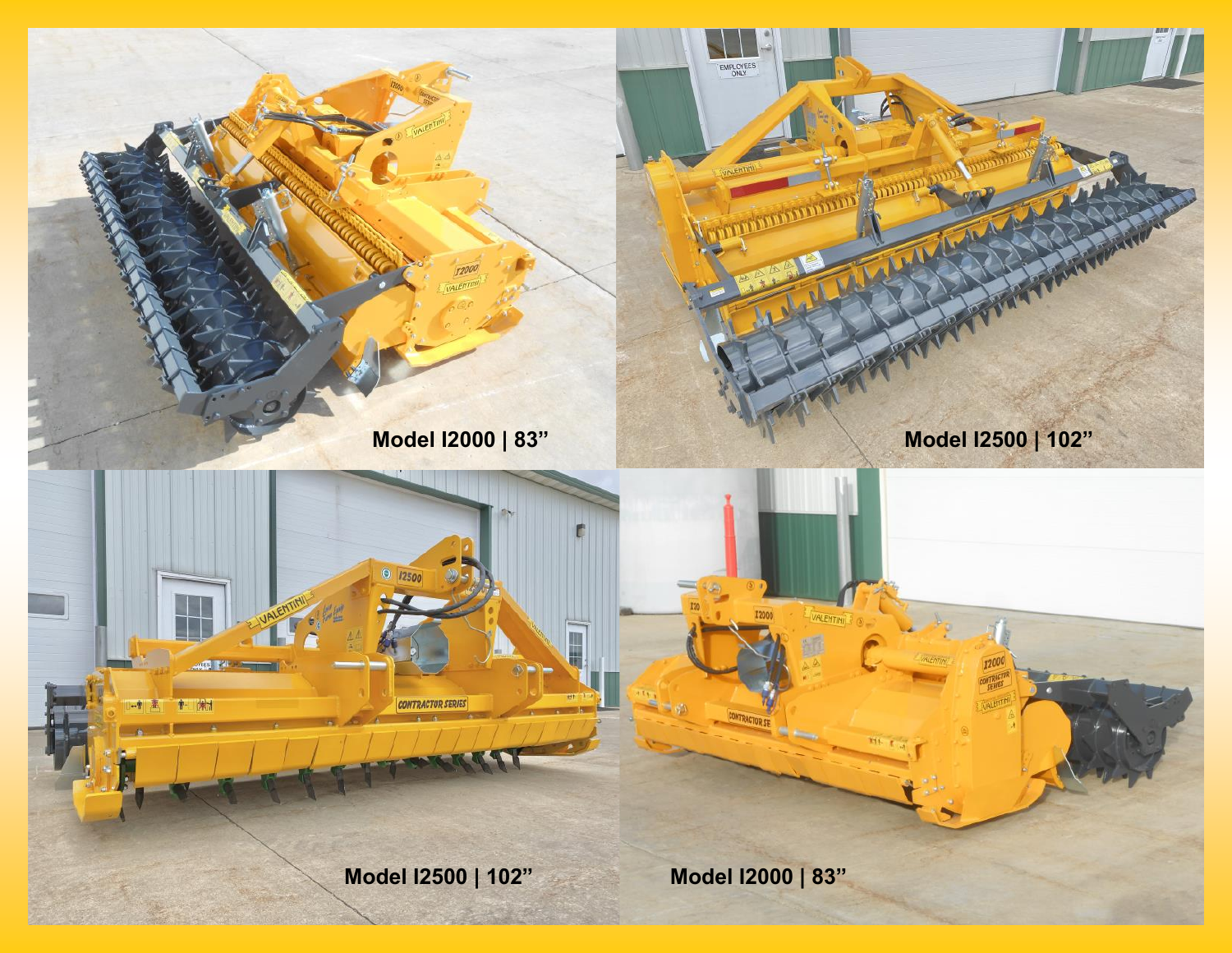Model I2000 | 83”

Model I2500 | 102”

Model I2500 | 102”

Model I2000 | 83”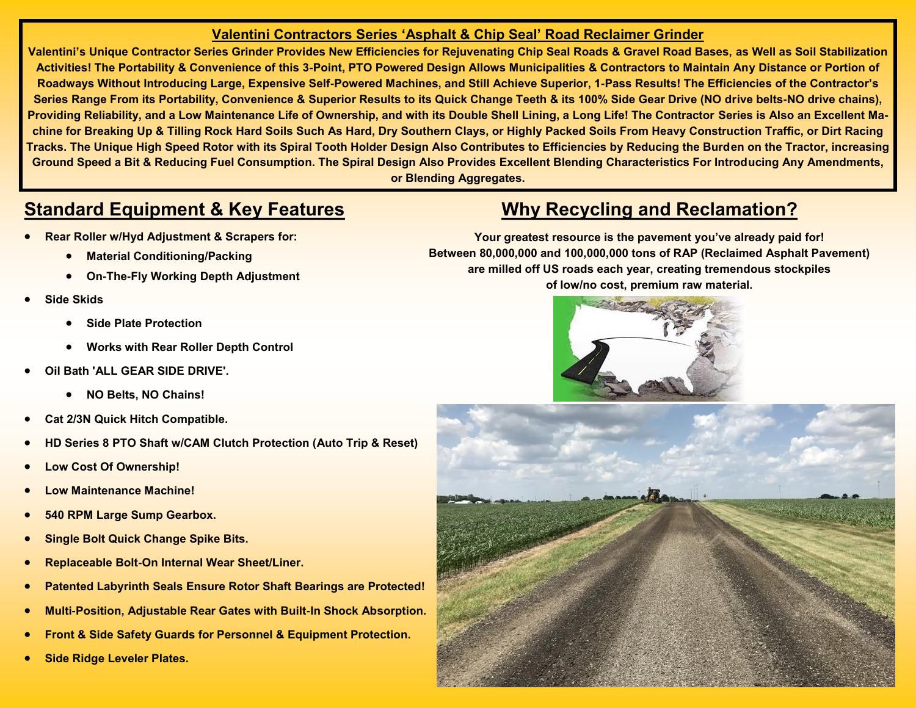## Valentini Contractors Series 'Asphalt & Chip Seal' Road Reclaimer Grinder

**Valentini's Unique Contractor Series Grinder Provides New Efficiencies for Rejuvenating Chip Seal Roads & Gravel Road Bases, as Well as Soil Stabilization Activities! The Portability & Convenience of this 3-Point, PTO Powered Design Allows Municipalities & Contractors to Maintain Any Distance or Portion of Roadways Without Introducing Large, Expensive Self-Powered Machines, and Still Achieve Superior, 1-Pass Results! The Efficiencies of the Contractor's Series Range From its Portability, Convenience & Superior Results to its Quick Change Teeth & its 100% Side Gear Drive (NO drive belts-NO drive chains), Providing Reliability, and a Low Maintenance Life of Ownership, and with its Double Shell Lining, a Long Life! The Contractor Series is Also an Excellent Machine for Breaking Up & Tilling Rock Hard Soils Such As Hard, Dry Southern Clays, or Highly Packed Soils From Heavy Construction Traffic, or Dirt Racing Tracks. The Unique High Speed Rotor with its Spiral Tooth Holder Design Also Contributes to Efficiencies by Reducing the Burden on the Tractor, increasing Ground Speed a Bit & Reducing Fuel Consumption. The Spiral Design Also Provides Excellent Blending Characteristics For Introducing Any Amendments, or Blending Aggregates.**

## Standard Equipment & Key Features

- **Rear Roller w/Hyd Adjustment & Scrapers for:**
  - **Material Conditioning/Packing**
  - **On-The-Fly Working Depth Adjustment**
- **Side Skids**
  - **Side Plate Protection**
  - **Works with Rear Roller Depth Control**
- **Oil Bath 'ALL GEAR SIDE DRIVE'.**
  - **NO Belts, NO Chains!**
- **Cat 2/3N Quick Hitch Compatible.**
- **HD Series 8 PTO Shaft w/CAM Clutch Protection (Auto Trip & Reset)**
- **Low Cost Of Ownership!**
- **Low Maintenance Machine!**
- **540 RPM Large Sump Gearbox.**
- **Single Bolt Quick Change Spike Bits.**
- **Replaceable Bolt-On Internal Wear Sheet/Liner.**
- **Patented Labyrinth Seals Ensure Rotor Shaft Bearings are Protected!**
- **Multi-Position, Adjustable Rear Gates with Built-In Shock Absorption.**
- **Front & Side Safety Guards for Personnel & Equipment Protection.**
- **Side Ridge Leveler Plates.**

## Why Recycling and Reclamation?

**Your greatest resource is the pavement you've already paid for! Between 80,000,000 and 100,000,000 tons of RAP (Reclaimed Asphalt Pavement) are milled off US roads each year, creating tremendous stockpiles of low/no cost, premium raw material.**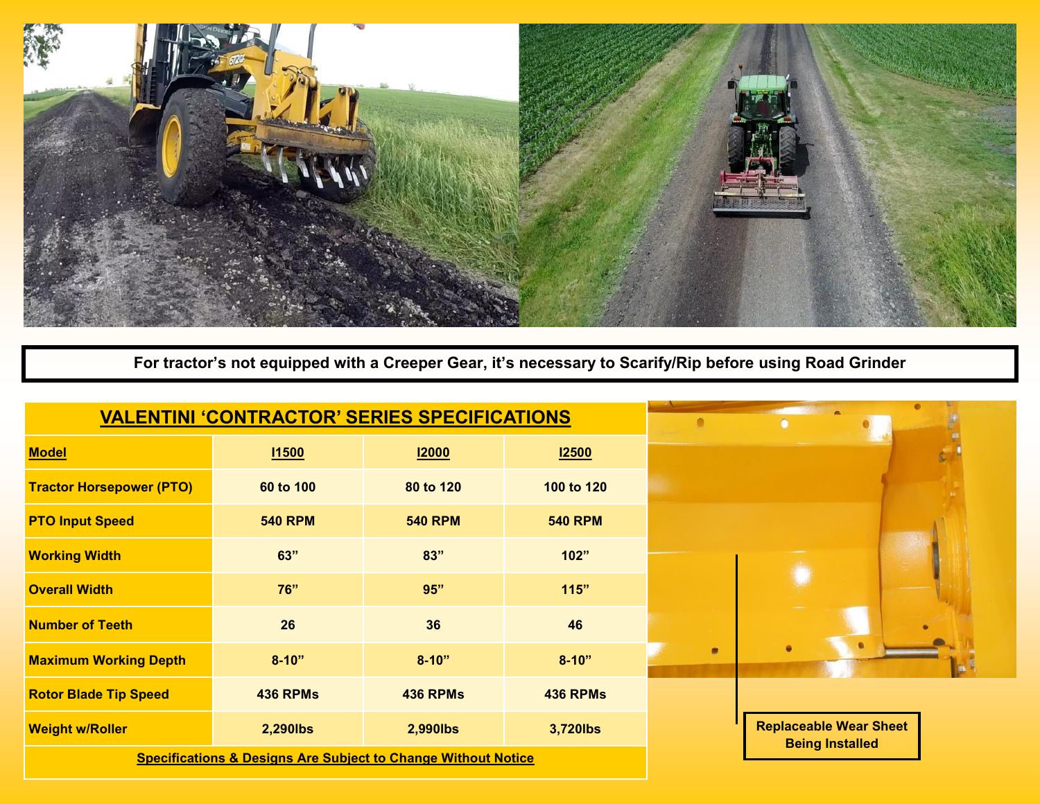**For tractor's not equipped with a Creeper Gear, it's necessary to Scarify/Rip before using Road Grinder**

## VALENTINI 'CONTRACTOR' SERIES SPECIFICATIONS

| Model | I1500 | I2000 | I2500 |
|---|---|---|---|
| Tractor Horsepower (PTO) | 60 to 100 | 80 to 120 | 100 to 120 |
| PTO Input Speed | 540 RPM | 540 RPM | 540 RPM |
| Working Width | 63" | 83" | 102" |
| Overall Width | 76" | 95" | 115" |
| Number of Teeth | 26 | 36 | 46 |
| Maximum Working Depth | 8-10" | 8-10" | 8-10" |
| Rotor Blade Tip Speed | 436 RPMs | 436 RPMs | 436 RPMs |
| Weight w/Roller | 2,290lbs | 2,990lbs | 3,720lbs |

**Specifications & Designs Are Subject to Change Without Notice**

Replaceable Wear Sheet Being Installed